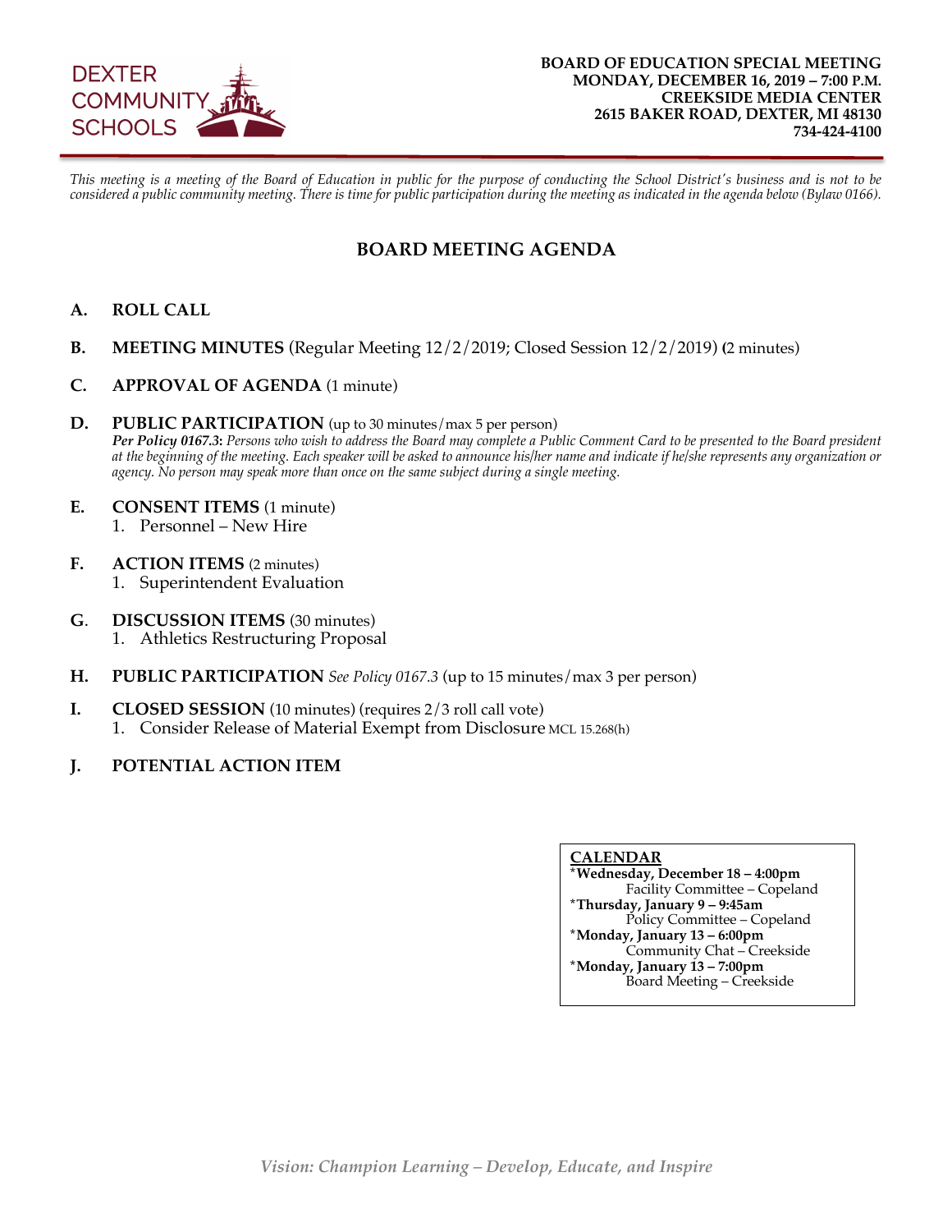DEXTER COMMUNITY SCHOOLS

**BOARD OF EDUCATION SPECIAL MEETING**
**MONDAY, DECEMBER 16, 2019 – 7:00 P.M.**
**CREEKSIDE MEDIA CENTER**
**2615 BAKER ROAD, DEXTER, MI 48130**
**734-424-4100**

*This meeting is a meeting of the Board of Education in public for the purpose of conducting the School District's business and is not to be considered a public community meeting. There is time for public participation during the meeting as indicated in the agenda below (Bylaw 0166).*

## BOARD MEETING AGENDA

**A. ROLL CALL**

**B. MEETING MINUTES** (Regular Meeting 12/2/2019; Closed Session 12/2/2019) **(**2 minutes)

**C. APPROVAL OF AGENDA** (1 minute)

**D. PUBLIC PARTICIPATION** (up to 30 minutes/max 5 per person)
***Per Policy 0167.3:*** *Persons who wish to address the Board may complete a Public Comment Card to be presented to the Board president at the beginning of the meeting. Each speaker will be asked to announce his/her name and indicate if he/she represents any organization or agency. No person may speak more than once on the same subject during a single meeting.*

**E. CONSENT ITEMS** (1 minute)
1. Personnel – New Hire

**F. ACTION ITEMS** (2 minutes)
1. Superintendent Evaluation

**G. DISCUSSION ITEMS** (30 minutes)
1. Athletics Restructuring Proposal

**H. PUBLIC PARTICIPATION** *See Policy 0167.3* (up to 15 minutes/max 3 per person)

**I. CLOSED SESSION** (10 minutes) (requires 2/3 roll call vote)
1. Consider Release of Material Exempt from Disclosure MCL 15.268(h)

**J. POTENTIAL ACTION ITEM**

**CALENDAR**
*__Wednesday, December 18 – 4:00pm__
Facility Committee – Copeland
*__Thursday, January 9 – 9:45am__
Policy Committee – Copeland
*__Monday, January 13 – 6:00pm__
Community Chat – Creekside
*__Monday, January 13 – 7:00pm__
Board Meeting – Creekside

*Vision: Champion Learning – Develop, Educate, and Inspire*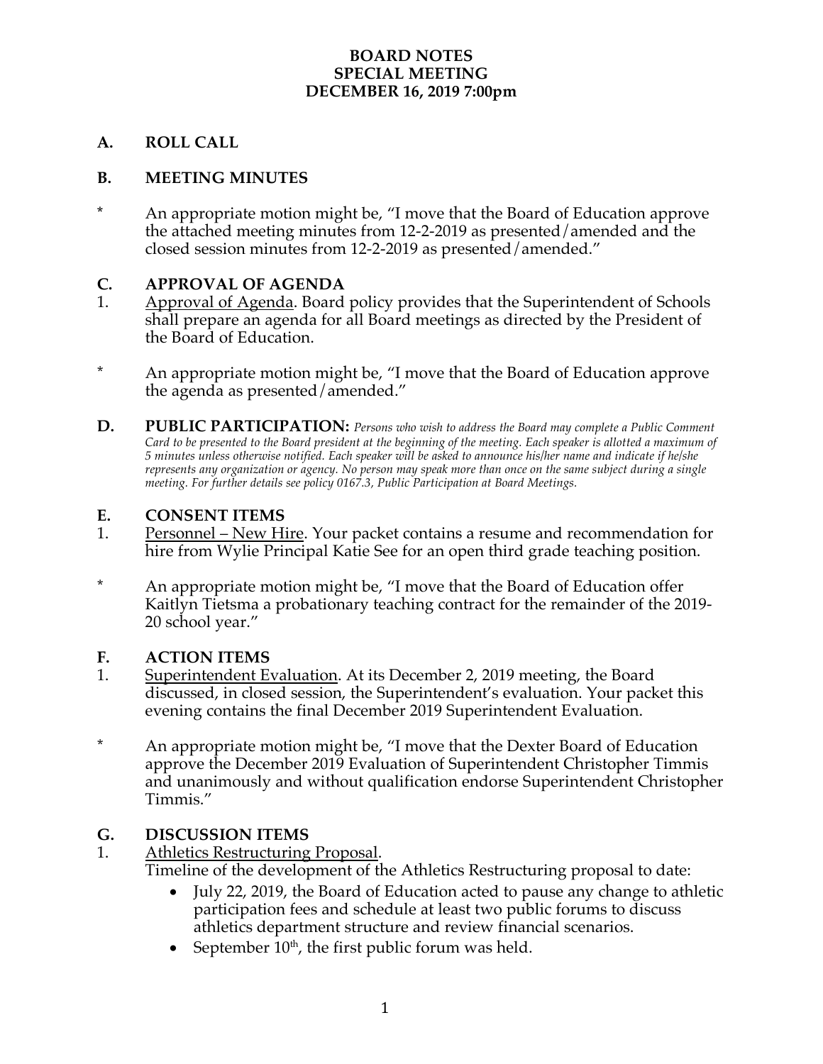**BOARD NOTES**
**SPECIAL MEETING**
**DECEMBER 16, 2019 7:00pm**

## A. ROLL CALL

## B. MEETING MINUTES

\* An appropriate motion might be, "I move that the Board of Education approve the attached meeting minutes from 12-2-2019 as presented/amended and the closed session minutes from 12-2-2019 as presented/amended."

## C. APPROVAL OF AGENDA

1. Approval of Agenda. Board policy provides that the Superintendent of Schools shall prepare an agenda for all Board meetings as directed by the President of the Board of Education.

\* An appropriate motion might be, "I move that the Board of Education approve the agenda as presented/amended."

## D. PUBLIC PARTICIPATION:

*Persons who wish to address the Board may complete a Public Comment Card to be presented to the Board president at the beginning of the meeting. Each speaker is allotted a maximum of 5 minutes unless otherwise notified. Each speaker will be asked to announce his/her name and indicate if he/she represents any organization or agency. No person may speak more than once on the same subject during a single meeting. For further details see policy 0167.3, Public Participation at Board Meetings.*

## E. CONSENT ITEMS

1. Personnel – New Hire. Your packet contains a resume and recommendation for hire from Wylie Principal Katie See for an open third grade teaching position.

\* An appropriate motion might be, "I move that the Board of Education offer Kaitlyn Tietsma a probationary teaching contract for the remainder of the 2019-20 school year."

## F. ACTION ITEMS

1. Superintendent Evaluation. At its December 2, 2019 meeting, the Board discussed, in closed session, the Superintendent's evaluation. Your packet this evening contains the final December 2019 Superintendent Evaluation.

\* An appropriate motion might be, "I move that the Dexter Board of Education approve the December 2019 Evaluation of Superintendent Christopher Timmis and unanimously and without qualification endorse Superintendent Christopher Timmis."

## G. DISCUSSION ITEMS

1. Athletics Restructuring Proposal.
   Timeline of the development of the Athletics Restructuring proposal to date:
   - July 22, 2019, the Board of Education acted to pause any change to athletic participation fees and schedule at least two public forums to discuss athletics department structure and review financial scenarios.
   - September 10th, the first public forum was held.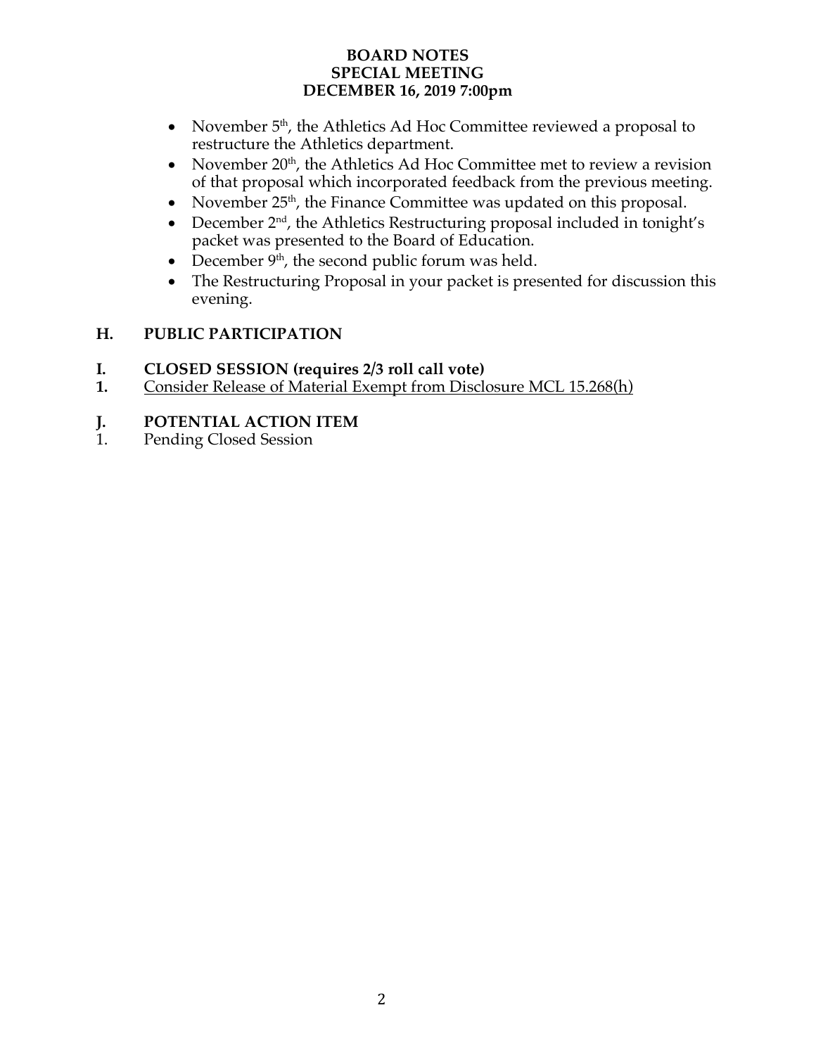**BOARD NOTES**
**SPECIAL MEETING**
**DECEMBER 16, 2019 7:00pm**

- November 5th, the Athletics Ad Hoc Committee reviewed a proposal to restructure the Athletics department.
- November 20th, the Athletics Ad Hoc Committee met to review a revision of that proposal which incorporated feedback from the previous meeting.
- November 25th, the Finance Committee was updated on this proposal.
- December 2nd, the Athletics Restructuring proposal included in tonight's packet was presented to the Board of Education.
- December 9th, the second public forum was held.
- The Restructuring Proposal in your packet is presented for discussion this evening.

## H. PUBLIC PARTICIPATION

## I. CLOSED SESSION (requires 2/3 roll call vote)

**1.** <u>Consider Release of Material Exempt from Disclosure MCL 15.268(h)</u>

## J. POTENTIAL ACTION ITEM

1. Pending Closed Session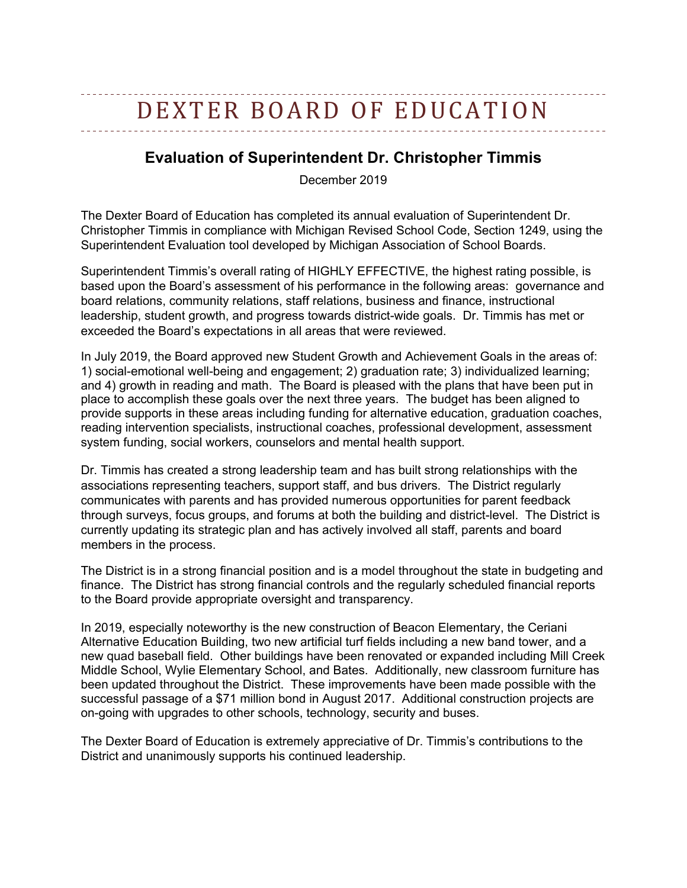# DEXTER BOARD OF EDUCATION

## Evaluation of Superintendent Dr. Christopher Timmis

December 2019

The Dexter Board of Education has completed its annual evaluation of Superintendent Dr. Christopher Timmis in compliance with Michigan Revised School Code, Section 1249, using the Superintendent Evaluation tool developed by Michigan Association of School Boards.

Superintendent Timmis's overall rating of HIGHLY EFFECTIVE, the highest rating possible, is based upon the Board's assessment of his performance in the following areas: governance and board relations, community relations, staff relations, business and finance, instructional leadership, student growth, and progress towards district-wide goals. Dr. Timmis has met or exceeded the Board's expectations in all areas that were reviewed.

In July 2019, the Board approved new Student Growth and Achievement Goals in the areas of: 1) social-emotional well-being and engagement; 2) graduation rate; 3) individualized learning; and 4) growth in reading and math. The Board is pleased with the plans that have been put in place to accomplish these goals over the next three years. The budget has been aligned to provide supports in these areas including funding for alternative education, graduation coaches, reading intervention specialists, instructional coaches, professional development, assessment system funding, social workers, counselors and mental health support.

Dr. Timmis has created a strong leadership team and has built strong relationships with the associations representing teachers, support staff, and bus drivers. The District regularly communicates with parents and has provided numerous opportunities for parent feedback through surveys, focus groups, and forums at both the building and district-level. The District is currently updating its strategic plan and has actively involved all staff, parents and board members in the process.

The District is in a strong financial position and is a model throughout the state in budgeting and finance. The District has strong financial controls and the regularly scheduled financial reports to the Board provide appropriate oversight and transparency.

In 2019, especially noteworthy is the new construction of Beacon Elementary, the Ceriani Alternative Education Building, two new artificial turf fields including a new band tower, and a new quad baseball field. Other buildings have been renovated or expanded including Mill Creek Middle School, Wylie Elementary School, and Bates. Additionally, new classroom furniture has been updated throughout the District. These improvements have been made possible with the successful passage of a $71 million bond in August 2017. Additional construction projects are on-going with upgrades to other schools, technology, security and buses.

The Dexter Board of Education is extremely appreciative of Dr. Timmis's contributions to the District and unanimously supports his continued leadership.